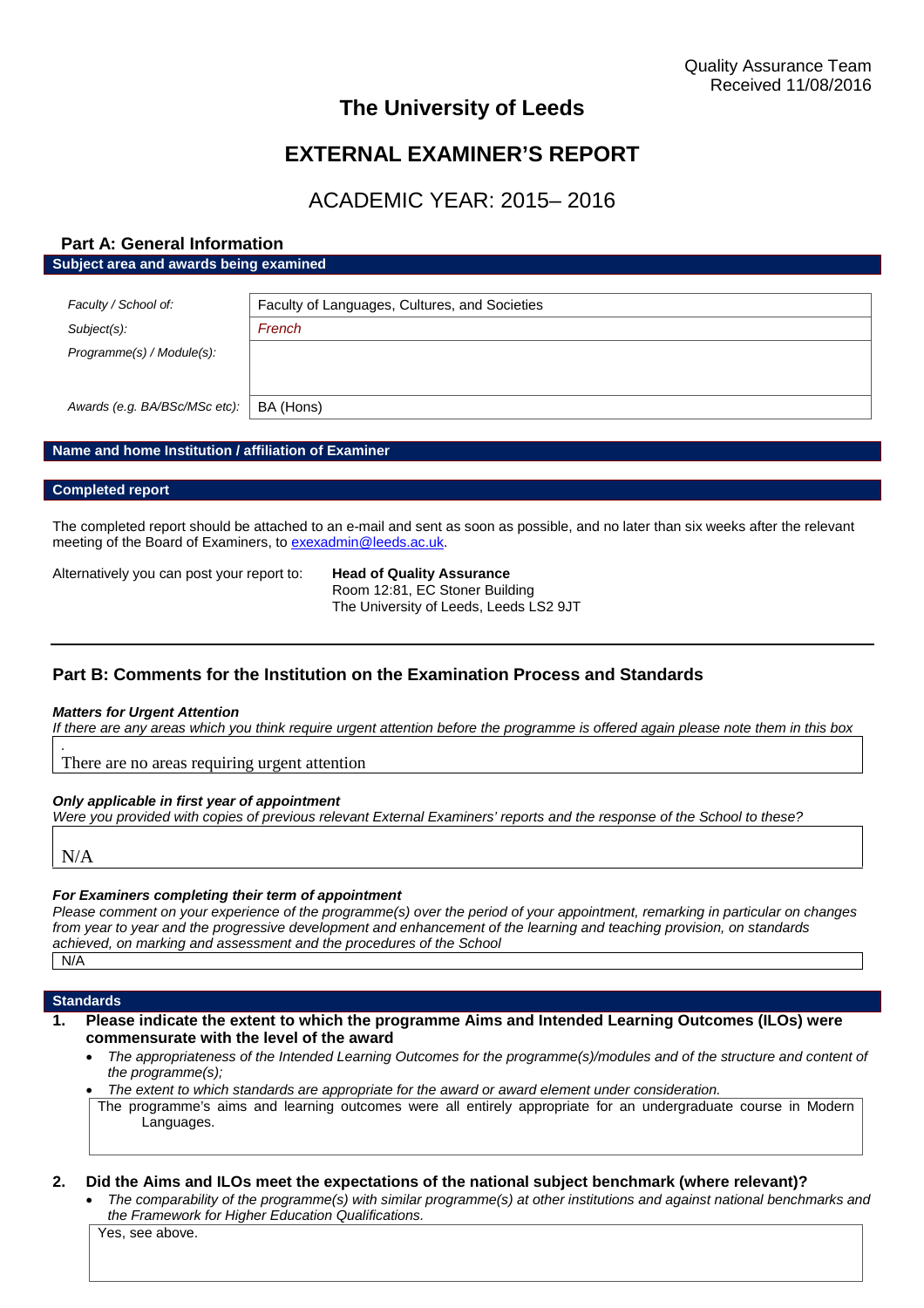Quality Assurance Team
Received 11/08/2016

# The University of Leeds

# EXTERNAL EXAMINER'S REPORT

## ACADEMIC YEAR: 2015– 2016

## Part A: General Information

**Subject area and awards being examined**

| | |
|---|---|
| *Faculty / School of:* | Faculty of Languages, Cultures, and Societies |
| *Subject(s):* | *French* |
| *Programme(s) / Module(s):* | |
| *Awards (e.g. BA/BSc/MSc etc):* | BA (Hons) |

**Name and home Institution / affiliation of Examiner**

**Completed report**

The completed report should be attached to an e-mail and sent as soon as possible, and no later than six weeks after the relevant meeting of the Board of Examiners, to exexadmin@leeds.ac.uk.

Alternatively you can post your report to: **Head of Quality Assurance**
Room 12:81, EC Stoner Building
The University of Leeds, Leeds LS2 9JT

## Part B: Comments for the Institution on the Examination Process and Standards

***Matters for Urgent Attention***

*If there are any areas which you think require urgent attention before the programme is offered again please note them in this box*

There are no areas requiring urgent attention

***Only applicable in first year of appointment***

*Were you provided with copies of previous relevant External Examiners' reports and the response of the School to these?*

N/A

***For Examiners completing their term of appointment***

*Please comment on your experience of the programme(s) over the period of your appointment, remarking in particular on changes from year to year and the progressive development and enhancement of the learning and teaching provision, on standards achieved, on marking and assessment and the procedures of the School*

N/A

**Standards**

1. **Please indicate the extent to which the programme Aims and Intended Learning Outcomes (ILOs) were commensurate with the level of the award**
   - *The appropriateness of the Intended Learning Outcomes for the programme(s)/modules and of the structure and content of the programme(s);*
   - *The extent to which standards are appropriate for the award or award element under consideration.*

   The programme's aims and learning outcomes were all entirely appropriate for an undergraduate course in Modern Languages.

2. **Did the Aims and ILOs meet the expectations of the national subject benchmark (where relevant)?**
   - *The comparability of the programme(s) with similar programme(s) at other institutions and against national benchmarks and the Framework for Higher Education Qualifications.*

   Yes, see above.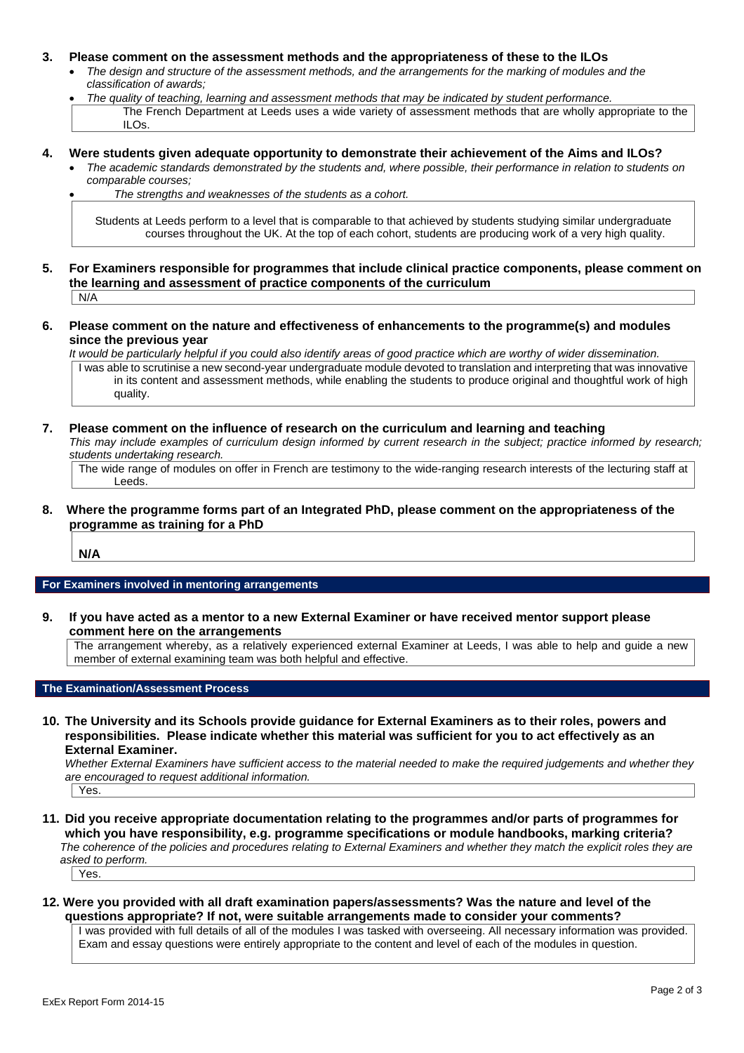**3. Please comment on the assessment methods and the appropriateness of these to the ILOs**

- *The design and structure of the assessment methods, and the arrangements for the marking of modules and the classification of awards;*
- *The quality of teaching, learning and assessment methods that may be indicated by student performance.*

The French Department at Leeds uses a wide variety of assessment methods that are wholly appropriate to the ILOs.

**4. Were students given adequate opportunity to demonstrate their achievement of the Aims and ILOs?**

- *The academic standards demonstrated by the students and, where possible, their performance in relation to students on comparable courses;*
- *The strengths and weaknesses of the students as a cohort.*

Students at Leeds perform to a level that is comparable to that achieved by students studying similar undergraduate courses throughout the UK. At the top of each cohort, students are producing work of a very high quality.

**5. For Examiners responsible for programmes that include clinical practice components, please comment on the learning and assessment of practice components of the curriculum**

N/A

**6. Please comment on the nature and effectiveness of enhancements to the programme(s) and modules since the previous year**

*It would be particularly helpful if you could also identify areas of good practice which are worthy of wider dissemination.*

I was able to scrutinise a new second-year undergraduate module devoted to translation and interpreting that was innovative in its content and assessment methods, while enabling the students to produce original and thoughtful work of high quality.

**7. Please comment on the influence of research on the curriculum and learning and teaching**

*This may include examples of curriculum design informed by current research in the subject; practice informed by research; students undertaking research.*

The wide range of modules on offer in French are testimony to the wide-ranging research interests of the lecturing staff at Leeds.

**8. Where the programme forms part of an Integrated PhD, please comment on the appropriateness of the programme as training for a PhD**

**N/A**

## For Examiners involved in mentoring arrangements

**9. If you have acted as a mentor to a new External Examiner or have received mentor support please comment here on the arrangements**

The arrangement whereby, as a relatively experienced external Examiner at Leeds, I was able to help and guide a new member of external examining team was both helpful and effective.

## The Examination/Assessment Process

**10. The University and its Schools provide guidance for External Examiners as to their roles, powers and responsibilities. Please indicate whether this material was sufficient for you to act effectively as an External Examiner.**

*Whether External Examiners have sufficient access to the material needed to make the required judgements and whether they are encouraged to request additional information.*

Yes.

**11. Did you receive appropriate documentation relating to the programmes and/or parts of programmes for which you have responsibility, e.g. programme specifications or module handbooks, marking criteria?**

*The coherence of the policies and procedures relating to External Examiners and whether they match the explicit roles they are asked to perform.*

Yes.

**12. Were you provided with all draft examination papers/assessments? Was the nature and level of the questions appropriate? If not, were suitable arrangements made to consider your comments?**

I was provided with full details of all of the modules I was tasked with overseeing. All necessary information was provided. Exam and essay questions were entirely appropriate to the content and level of each of the modules in question.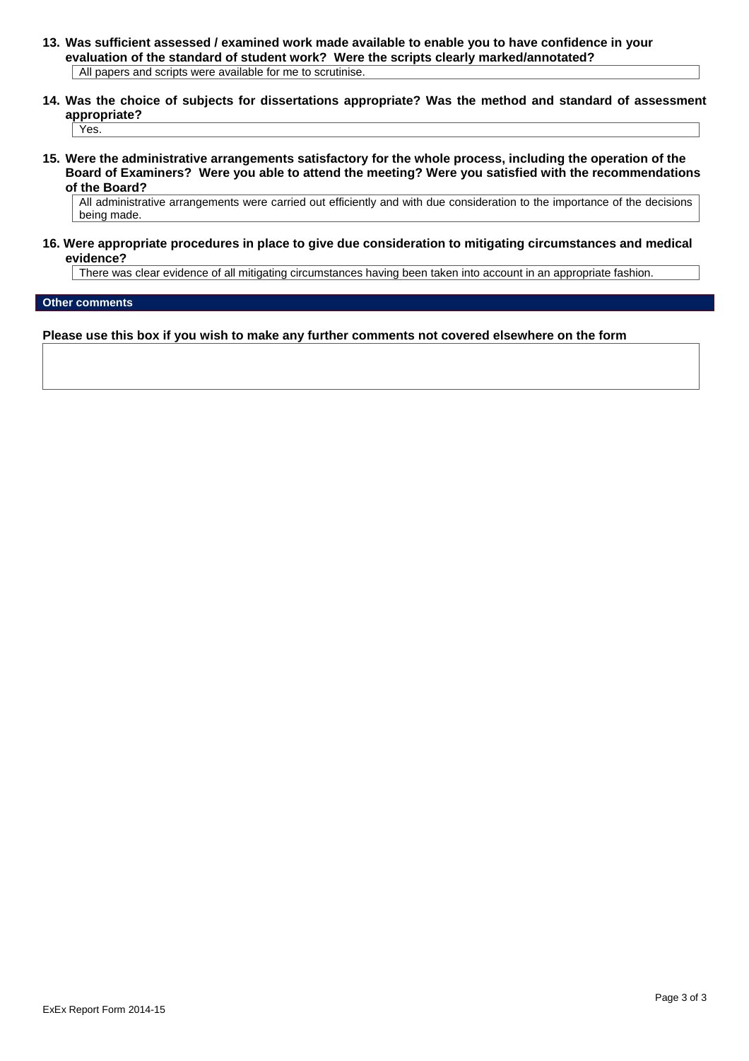**13. Was sufficient assessed / examined work made available to enable you to have confidence in your evaluation of the standard of student work? Were the scripts clearly marked/annotated?**

All papers and scripts were available for me to scrutinise.

**14. Was the choice of subjects for dissertations appropriate? Was the method and standard of assessment appropriate?**

Yes.

**15. Were the administrative arrangements satisfactory for the whole process, including the operation of the Board of Examiners? Were you able to attend the meeting? Were you satisfied with the recommendations of the Board?**

All administrative arrangements were carried out efficiently and with due consideration to the importance of the decisions being made.

**16. Were appropriate procedures in place to give due consideration to mitigating circumstances and medical evidence?**

There was clear evidence of all mitigating circumstances having been taken into account in an appropriate fashion.

## Other comments

**Please use this box if you wish to make any further comments not covered elsewhere on the form**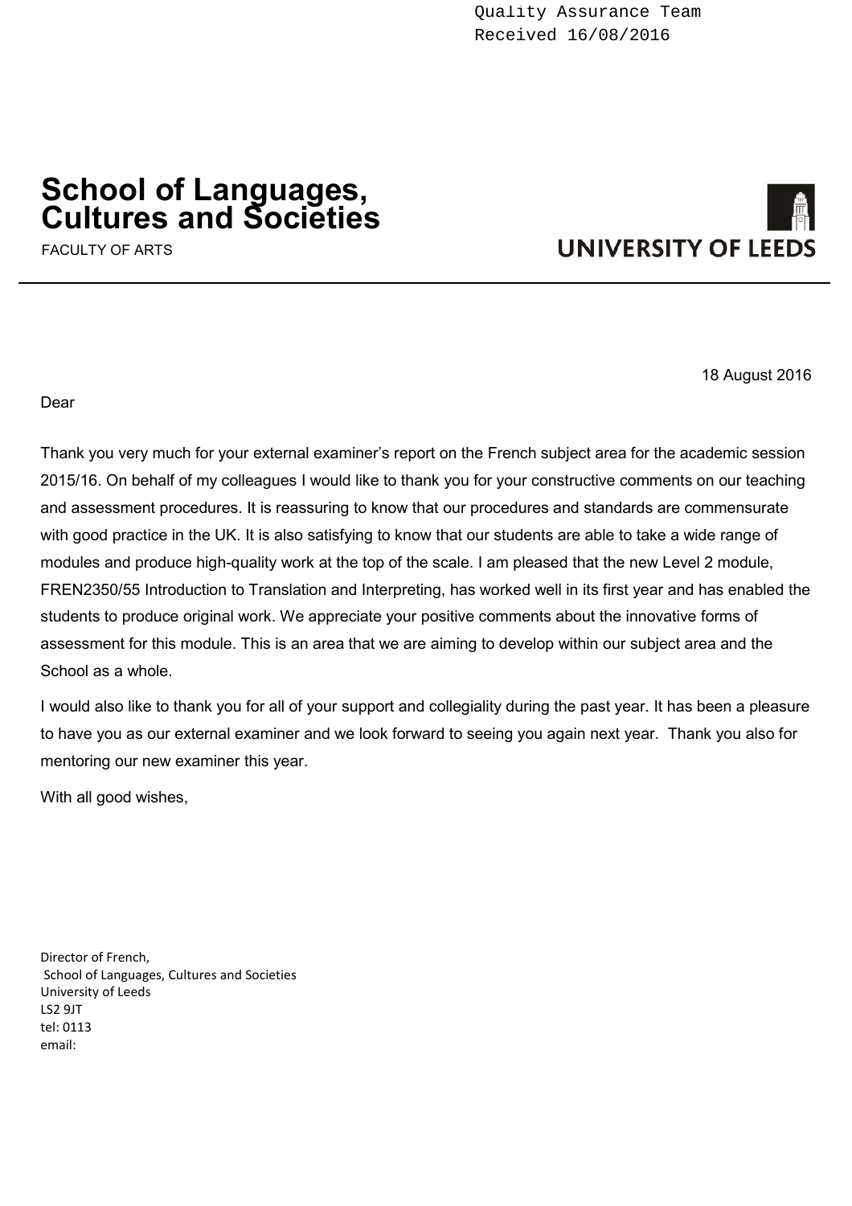Quality Assurance Team
Received 16/08/2016

# School of Languages, Cultures and Societies

FACULTY OF ARTS

UNIVERSITY OF LEEDS

18 August 2016

Dear

Thank you very much for your external examiner's report on the French subject area for the academic session 2015/16. On behalf of my colleagues I would like to thank you for your constructive comments on our teaching and assessment procedures. It is reassuring to know that our procedures and standards are commensurate with good practice in the UK. It is also satisfying to know that our students are able to take a wide range of modules and produce high-quality work at the top of the scale. I am pleased that the new Level 2 module, FREN2350/55 Introduction to Translation and Interpreting, has worked well in its first year and has enabled the students to produce original work. We appreciate your positive comments about the innovative forms of assessment for this module. This is an area that we are aiming to develop within our subject area and the School as a whole.

I would also like to thank you for all of your support and collegiality during the past year. It has been a pleasure to have you as our external examiner and we look forward to seeing you again next year. Thank you also for mentoring our new examiner this year.

With all good wishes,

Director of French,
School of Languages, Cultures and Societies
University of Leeds
LS2 9JT
tel: 0113
email: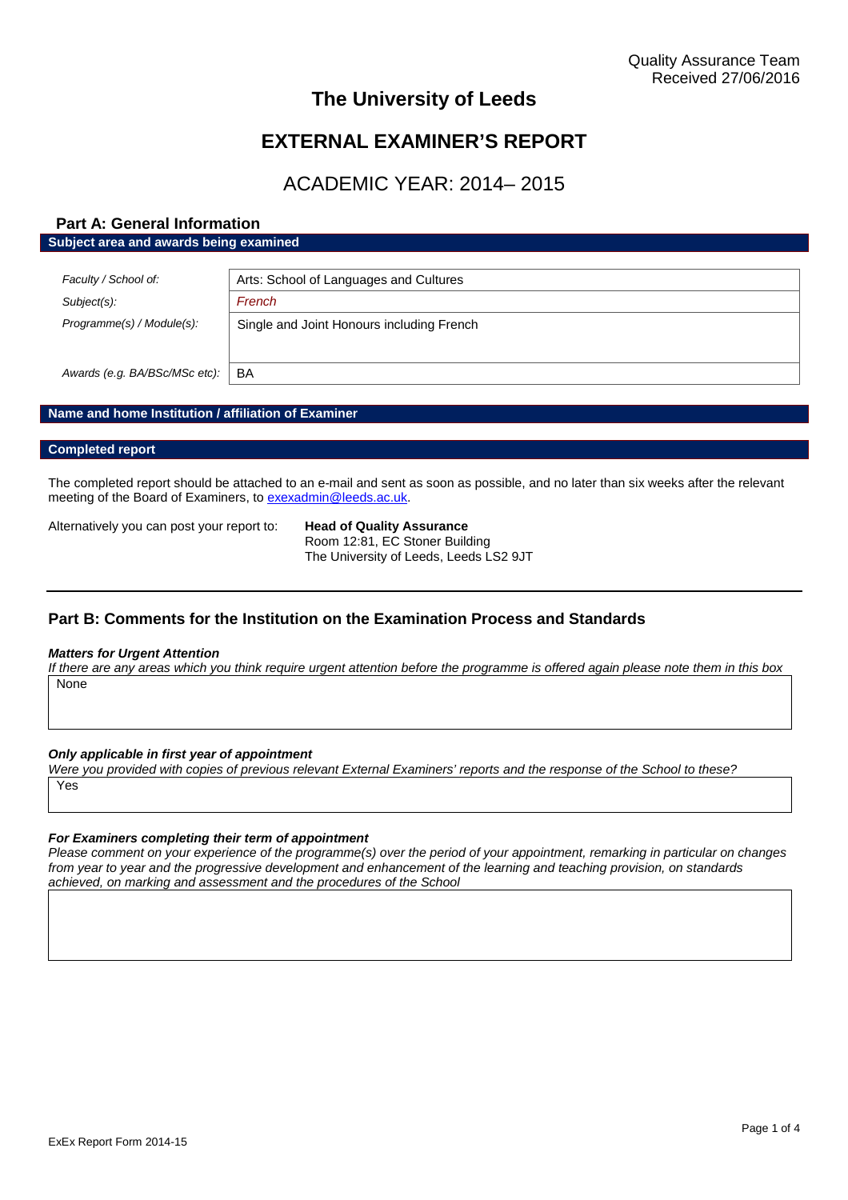Quality Assurance Team
Received 27/06/2016

# The University of Leeds

# EXTERNAL EXAMINER'S REPORT

## ACADEMIC YEAR: 2014– 2015

### Part A: General Information

**Subject area and awards being examined**

| | |
|---|---|
| *Faculty / School of:* | Arts: School of Languages and Cultures |
| *Subject(s):* | *French* |
| *Programme(s) / Module(s):* | Single and Joint Honours including French |
| *Awards (e.g. BA/BSc/MSc etc):* | BA |

**Name and home Institution / affiliation of Examiner**

**Completed report**

The completed report should be attached to an e-mail and sent as soon as possible, and no later than six weeks after the relevant meeting of the Board of Examiners, to exexadmin@leeds.ac.uk.

Alternatively you can post your report to: **Head of Quality Assurance**
Room 12:81, EC Stoner Building
The University of Leeds, Leeds LS2 9JT

### Part B: Comments for the Institution on the Examination Process and Standards

***Matters for Urgent Attention***

*If there are any areas which you think require urgent attention before the programme is offered again please note them in this box*

None

***Only applicable in first year of appointment***

*Were you provided with copies of previous relevant External Examiners' reports and the response of the School to these?*

Yes

***For Examiners completing their term of appointment***

*Please comment on your experience of the programme(s) over the period of your appointment, remarking in particular on changes from year to year and the progressive development and enhancement of the learning and teaching provision, on standards achieved, on marking and assessment and the procedures of the School*

ExEx Report Form 2014-15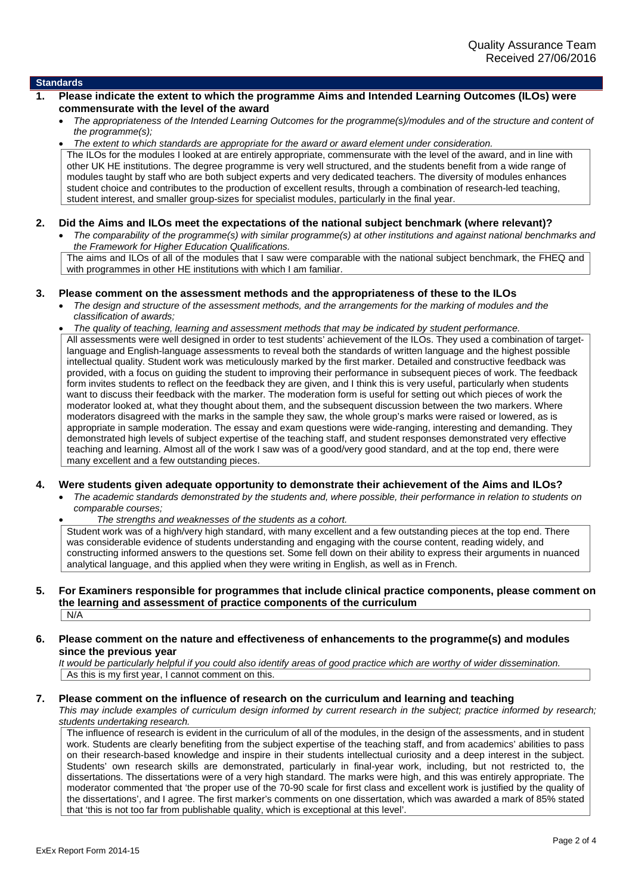Quality Assurance Team
Received 27/06/2016

## Standards

**1. Please indicate the extent to which the programme Aims and Intended Learning Outcomes (ILOs) were commensurate with the level of the award**

- *The appropriateness of the Intended Learning Outcomes for the programme(s)/modules and of the structure and content of the programme(s);*
- *The extent to which standards are appropriate for the award or award element under consideration.*

The ILOs for the modules I looked at are entirely appropriate, commensurate with the level of the award, and in line with other UK HE institutions. The degree programme is very well structured, and the students benefit from a wide range of modules taught by staff who are both subject experts and very dedicated teachers. The diversity of modules enhances student choice and contributes to the production of excellent results, through a combination of research-led teaching, student interest, and smaller group-sizes for specialist modules, particularly in the final year.

**2. Did the Aims and ILOs meet the expectations of the national subject benchmark (where relevant)?**

- *The comparability of the programme(s) with similar programme(s) at other institutions and against national benchmarks and the Framework for Higher Education Qualifications.*

The aims and ILOs of all of the modules that I saw were comparable with the national subject benchmark, the FHEQ and with programmes in other HE institutions with which I am familiar.

**3. Please comment on the assessment methods and the appropriateness of these to the ILOs**

- *The design and structure of the assessment methods, and the arrangements for the marking of modules and the classification of awards;*
- *The quality of teaching, learning and assessment methods that may be indicated by student performance.*

All assessments were well designed in order to test students' achievement of the ILOs. They used a combination of target-language and English-language assessments to reveal both the standards of written language and the highest possible intellectual quality. Student work was meticulously marked by the first marker. Detailed and constructive feedback was provided, with a focus on guiding the student to improving their performance in subsequent pieces of work. The feedback form invites students to reflect on the feedback they are given, and I think this is very useful, particularly when students want to discuss their feedback with the marker. The moderation form is useful for setting out which pieces of work the moderator looked at, what they thought about them, and the subsequent discussion between the two markers. Where moderators disagreed with the marks in the sample they saw, the whole group's marks were raised or lowered, as is appropriate in sample moderation. The essay and exam questions were wide-ranging, interesting and demanding. They demonstrated high levels of subject expertise of the teaching staff, and student responses demonstrated very effective teaching and learning. Almost all of the work I saw was of a good/very good standard, and at the top end, there were many excellent and a few outstanding pieces.

**4. Were students given adequate opportunity to demonstrate their achievement of the Aims and ILOs?**

- *The academic standards demonstrated by the students and, where possible, their performance in relation to students on comparable courses;*
- *The strengths and weaknesses of the students as a cohort.*

Student work was of a high/very high standard, with many excellent and a few outstanding pieces at the top end. There was considerable evidence of students understanding and engaging with the course content, reading widely, and constructing informed answers to the questions set. Some fell down on their ability to express their arguments in nuanced analytical language, and this applied when they were writing in English, as well as in French.

**5. For Examiners responsible for programmes that include clinical practice components, please comment on the learning and assessment of practice components of the curriculum**

N/A

**6. Please comment on the nature and effectiveness of enhancements to the programme(s) and modules since the previous year**

*It would be particularly helpful if you could also identify areas of good practice which are worthy of wider dissemination.*

As this is my first year, I cannot comment on this.

**7. Please comment on the influence of research on the curriculum and learning and teaching**

*This may include examples of curriculum design informed by current research in the subject; practice informed by research; students undertaking research.*

The influence of research is evident in the curriculum of all of the modules, in the design of the assessments, and in student work. Students are clearly benefiting from the subject expertise of the teaching staff, and from academics' abilities to pass on their research-based knowledge and inspire in their students intellectual curiosity and a deep interest in the subject. Students' own research skills are demonstrated, particularly in final-year work, including, but not restricted to, the dissertations. The dissertations were of a very high standard. The marks were high, and this was entirely appropriate. The moderator commented that 'the proper use of the 70-90 scale for first class and excellent work is justified by the quality of the dissertations', and I agree. The first marker's comments on one dissertation, which was awarded a mark of 85% stated that 'this is not too far from publishable quality, which is exceptional at this level'.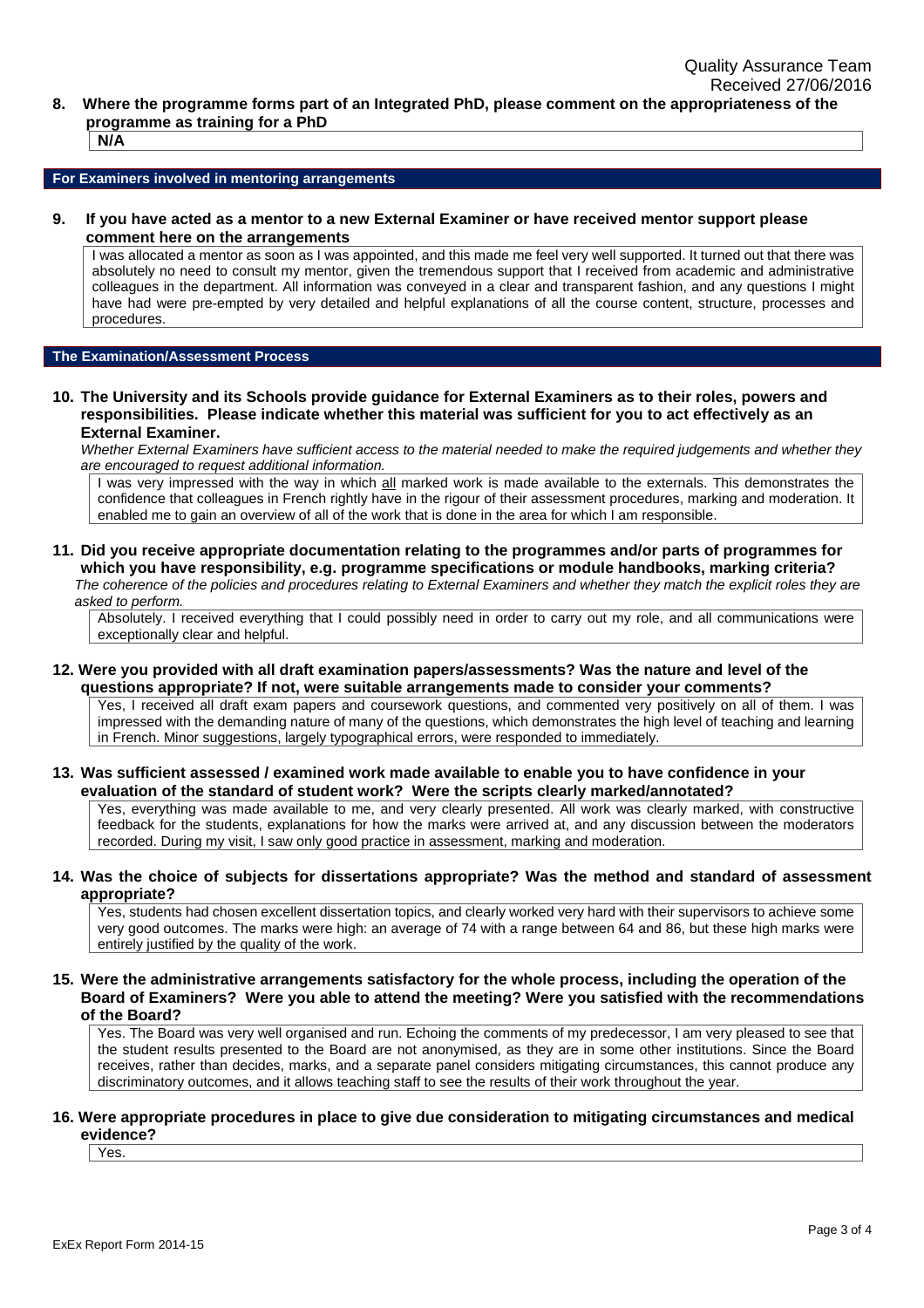**8. Where the programme forms part of an Integrated PhD, please comment on the appropriateness of the programme as training for a PhD**

N/A

## For Examiners involved in mentoring arrangements

**9. If you have acted as a mentor to a new External Examiner or have received mentor support please comment here on the arrangements**

I was allocated a mentor as soon as I was appointed, and this made me feel very well supported. It turned out that there was absolutely no need to consult my mentor, given the tremendous support that I received from academic and administrative colleagues in the department. All information was conveyed in a clear and transparent fashion, and any questions I might have had were pre-empted by very detailed and helpful explanations of all the course content, structure, processes and procedures.

## The Examination/Assessment Process

**10. The University and its Schools provide guidance for External Examiners as to their roles, powers and responsibilities. Please indicate whether this material was sufficient for you to act effectively as an External Examiner.**

*Whether External Examiners have sufficient access to the material needed to make the required judgements and whether they are encouraged to request additional information.*

I was very impressed with the way in which all marked work is made available to the externals. This demonstrates the confidence that colleagues in French rightly have in the rigour of their assessment procedures, marking and moderation. It enabled me to gain an overview of all of the work that is done in the area for which I am responsible.

**11. Did you receive appropriate documentation relating to the programmes and/or parts of programmes for which you have responsibility, e.g. programme specifications or module handbooks, marking criteria?**

*The coherence of the policies and procedures relating to External Examiners and whether they match the explicit roles they are asked to perform.*

Absolutely. I received everything that I could possibly need in order to carry out my role, and all communications were exceptionally clear and helpful.

**12. Were you provided with all draft examination papers/assessments? Was the nature and level of the questions appropriate? If not, were suitable arrangements made to consider your comments?**

Yes, I received all draft exam papers and coursework questions, and commented very positively on all of them. I was impressed with the demanding nature of many of the questions, which demonstrates the high level of teaching and learning in French. Minor suggestions, largely typographical errors, were responded to immediately.

**13. Was sufficient assessed / examined work made available to enable you to have confidence in your evaluation of the standard of student work? Were the scripts clearly marked/annotated?**

Yes, everything was made available to me, and very clearly presented. All work was clearly marked, with constructive feedback for the students, explanations for how the marks were arrived at, and any discussion between the moderators recorded. During my visit, I saw only good practice in assessment, marking and moderation.

**14. Was the choice of subjects for dissertations appropriate? Was the method and standard of assessment appropriate?**

Yes, students had chosen excellent dissertation topics, and clearly worked very hard with their supervisors to achieve some very good outcomes. The marks were high: an average of 74 with a range between 64 and 86, but these high marks were entirely justified by the quality of the work.

**15. Were the administrative arrangements satisfactory for the whole process, including the operation of the Board of Examiners? Were you able to attend the meeting? Were you satisfied with the recommendations of the Board?**

Yes. The Board was very well organised and run. Echoing the comments of my predecessor, I am very pleased to see that the student results presented to the Board are not anonymised, as they are in some other institutions. Since the Board receives, rather than decides, marks, and a separate panel considers mitigating circumstances, this cannot produce any discriminatory outcomes, and it allows teaching staff to see the results of their work throughout the year.

**16. Were appropriate procedures in place to give due consideration to mitigating circumstances and medical evidence?**

Yes.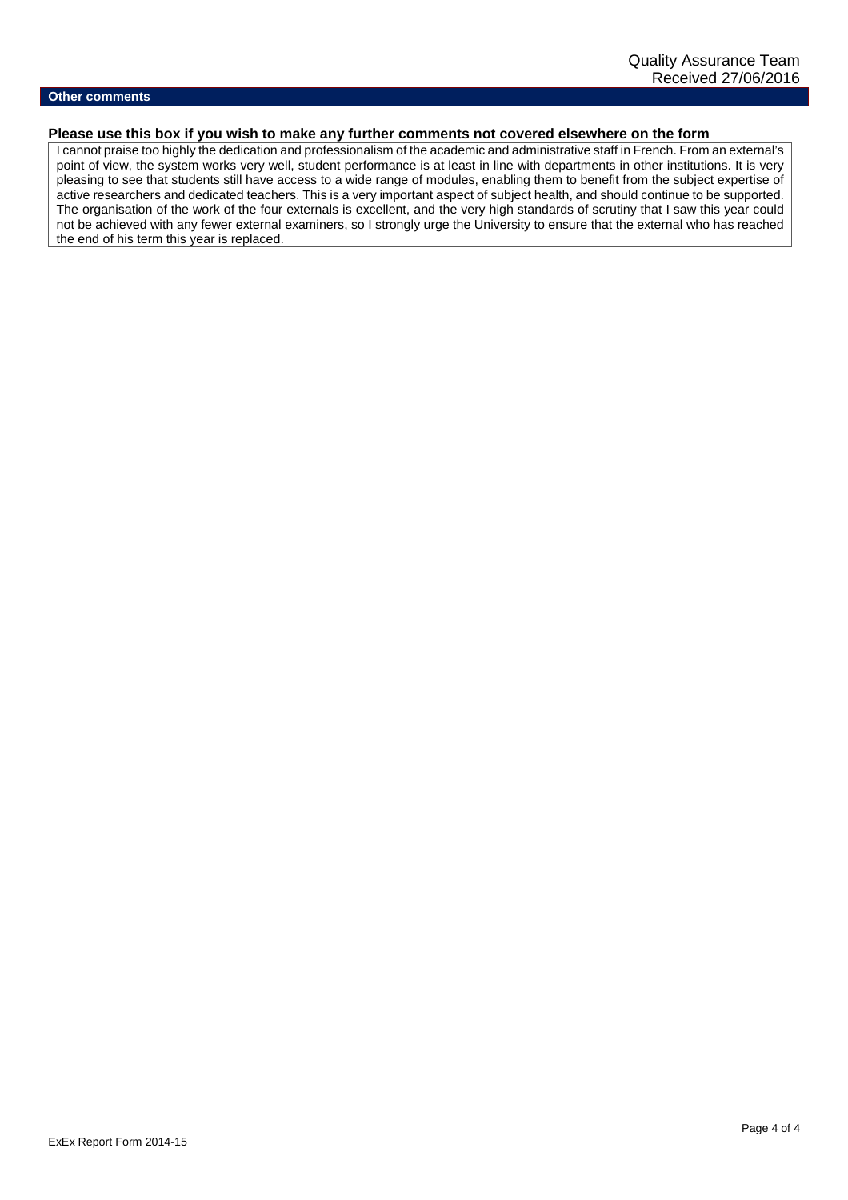## Other comments

### Please use this box if you wish to make any further comments not covered elsewhere on the form

I cannot praise too highly the dedication and professionalism of the academic and administrative staff in French. From an external's point of view, the system works very well, student performance is at least in line with departments in other institutions. It is very pleasing to see that students still have access to a wide range of modules, enabling them to benefit from the subject expertise of active researchers and dedicated teachers. This is a very important aspect of subject health, and should continue to be supported. The organisation of the work of the four externals is excellent, and the very high standards of scrutiny that I saw this year could not be achieved with any fewer external examiners, so I strongly urge the University to ensure that the external who has reached the end of his term this year is replaced.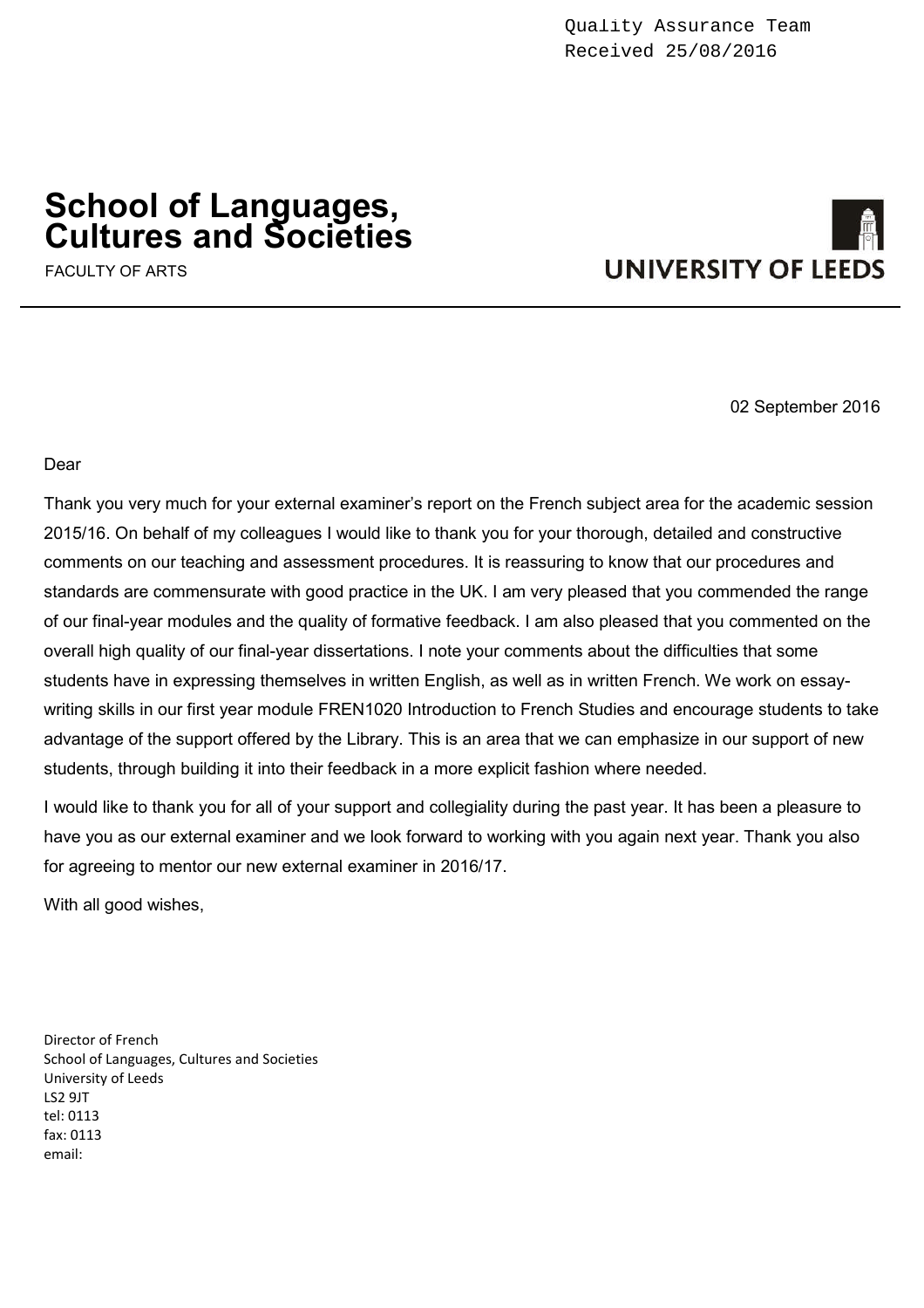Quality Assurance Team
Received 25/08/2016

# School of Languages, Cultures and Societies

FACULTY OF ARTS

UNIVERSITY OF LEEDS

02 September 2016

Dear

Thank you very much for your external examiner's report on the French subject area for the academic session 2015/16. On behalf of my colleagues I would like to thank you for your thorough, detailed and constructive comments on our teaching and assessment procedures. It is reassuring to know that our procedures and standards are commensurate with good practice in the UK. I am very pleased that you commended the range of our final-year modules and the quality of formative feedback. I am also pleased that you commented on the overall high quality of our final-year dissertations. I note your comments about the difficulties that some students have in expressing themselves in written English, as well as in written French. We work on essay-writing skills in our first year module FREN1020 Introduction to French Studies and encourage students to take advantage of the support offered by the Library. This is an area that we can emphasize in our support of new students, through building it into their feedback in a more explicit fashion where needed.

I would like to thank you for all of your support and collegiality during the past year. It has been a pleasure to have you as our external examiner and we look forward to working with you again next year. Thank you also for agreeing to mentor our new external examiner in 2016/17.

With all good wishes,

Director of French
School of Languages, Cultures and Societies
University of Leeds
LS2 9JT
tel: 0113
fax: 0113
email: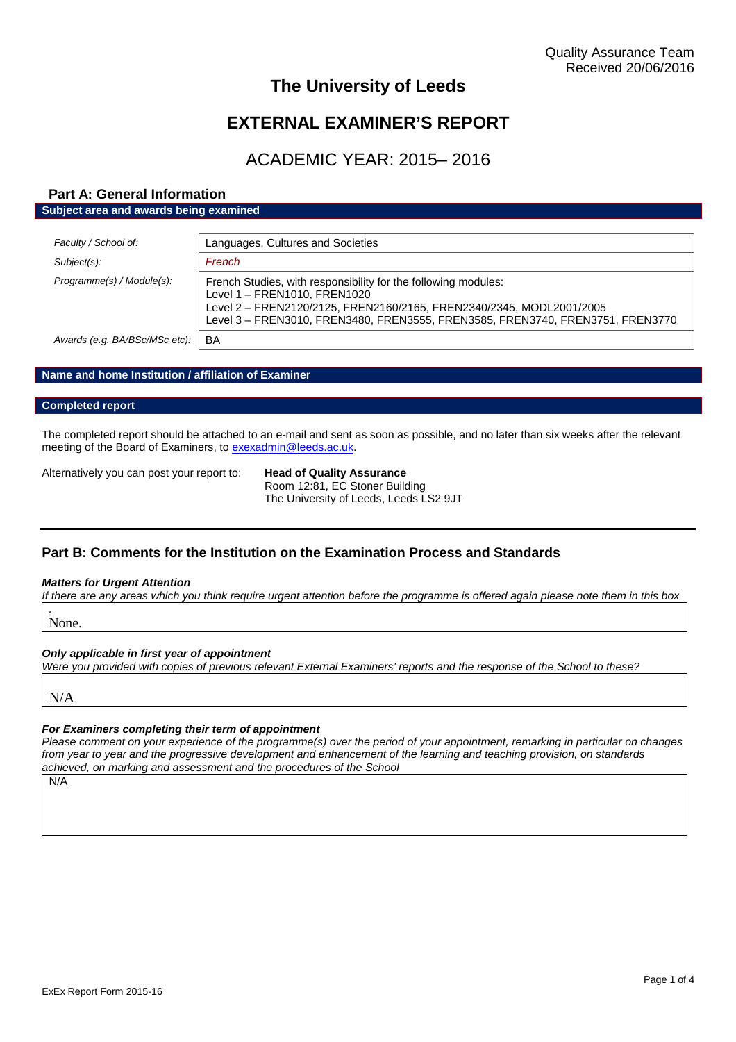Quality Assurance Team
Received 20/06/2016

# The University of Leeds

# EXTERNAL EXAMINER'S REPORT

## ACADEMIC YEAR: 2015– 2016

## Part A: General Information

### Subject area and awards being examined

| | |
|---|---|
| *Faculty / School of:* | Languages, Cultures and Societies |
| *Subject(s):* | *French* |
| *Programme(s) / Module(s):* | French Studies, with responsibility for the following modules:<br>Level 1 – FREN1010, FREN1020<br>Level 2 – FREN2120/2125, FREN2160/2165, FREN2340/2345, MODL2001/2005<br>Level 3 – FREN3010, FREN3480, FREN3555, FREN3585, FREN3740, FREN3751, FREN3770 |
| *Awards (e.g. BA/BSc/MSc etc):* | BA |

### Name and home Institution / affiliation of Examiner

### Completed report

The completed report should be attached to an e-mail and sent as soon as possible, and no later than six weeks after the relevant meeting of the Board of Examiners, to exexadmin@leeds.ac.uk.

Alternatively you can post your report to: **Head of Quality Assurance**
Room 12:81, EC Stoner Building
The University of Leeds, Leeds LS2 9JT

## Part B: Comments for the Institution on the Examination Process and Standards

***Matters for Urgent Attention***

*If there are any areas which you think require urgent attention before the programme is offered again please note them in this box*

None.

***Only applicable in first year of appointment***

*Were you provided with copies of previous relevant External Examiners' reports and the response of the School to these?*

N/A

***For Examiners completing their term of appointment***

*Please comment on your experience of the programme(s) over the period of your appointment, remarking in particular on changes from year to year and the progressive development and enhancement of the learning and teaching provision, on standards achieved, on marking and assessment and the procedures of the School*

N/A

ExEx Report Form 2015-16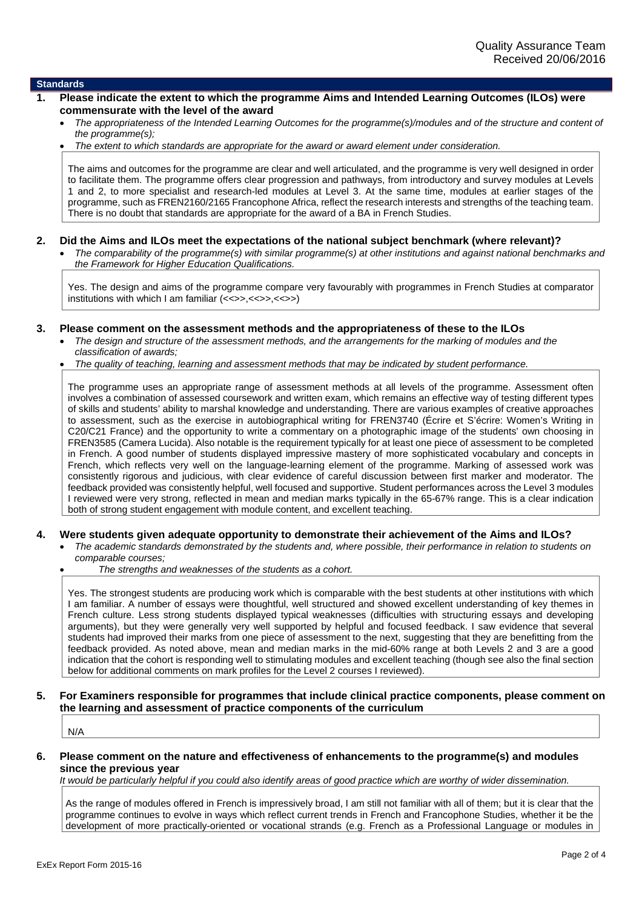Quality Assurance Team
Received 20/06/2016

## Standards

### 1. Please indicate the extent to which the programme Aims and Intended Learning Outcomes (ILOs) were commensurate with the level of the award

- *The appropriateness of the Intended Learning Outcomes for the programme(s)/modules and of the structure and content of the programme(s);*
- *The extent to which standards are appropriate for the award or award element under consideration.*

The aims and outcomes for the programme are clear and well articulated, and the programme is very well designed in order to facilitate them. The programme offers clear progression and pathways, from introductory and survey modules at Levels 1 and 2, to more specialist and research-led modules at Level 3. At the same time, modules at earlier stages of the programme, such as FREN2160/2165 Francophone Africa, reflect the research interests and strengths of the teaching team. There is no doubt that standards are appropriate for the award of a BA in French Studies.

### 2. Did the Aims and ILOs meet the expectations of the national subject benchmark (where relevant)?

- *The comparability of the programme(s) with similar programme(s) at other institutions and against national benchmarks and the Framework for Higher Education Qualifications.*

Yes. The design and aims of the programme compare very favourably with programmes in French Studies at comparator institutions with which I am familiar (<<>>,<<>>,<<>>)

### 3. Please comment on the assessment methods and the appropriateness of these to the ILOs

- *The design and structure of the assessment methods, and the arrangements for the marking of modules and the classification of awards;*
- *The quality of teaching, learning and assessment methods that may be indicated by student performance.*

The programme uses an appropriate range of assessment methods at all levels of the programme. Assessment often involves a combination of assessed coursework and written exam, which remains an effective way of testing different types of skills and students' ability to marshal knowledge and understanding. There are various examples of creative approaches to assessment, such as the exercise in autobiographical writing for FREN3740 (Écrire et S'écrire: Women's Writing in C20/C21 France) and the opportunity to write a commentary on a photographic image of the students' own choosing in FREN3585 (Camera Lucida). Also notable is the requirement typically for at least one piece of assessment to be completed in French. A good number of students displayed impressive mastery of more sophisticated vocabulary and concepts in French, which reflects very well on the language-learning element of the programme. Marking of assessed work was consistently rigorous and judicious, with clear evidence of careful discussion between first marker and moderator. The feedback provided was consistently helpful, well focused and supportive. Student performances across the Level 3 modules I reviewed were very strong, reflected in mean and median marks typically in the 65-67% range. This is a clear indication both of strong student engagement with module content, and excellent teaching.

### 4. Were students given adequate opportunity to demonstrate their achievement of the Aims and ILOs?

- *The academic standards demonstrated by the students and, where possible, their performance in relation to students on comparable courses;*
- *The strengths and weaknesses of the students as a cohort.*

Yes. The strongest students are producing work which is comparable with the best students at other institutions with which I am familiar. A number of essays were thoughtful, well structured and showed excellent understanding of key themes in French culture. Less strong students displayed typical weaknesses (difficulties with structuring essays and developing arguments), but they were generally very well supported by helpful and focused feedback. I saw evidence that several students had improved their marks from one piece of assessment to the next, suggesting that they are benefitting from the feedback provided. As noted above, mean and median marks in the mid-60% range at both Levels 2 and 3 are a good indication that the cohort is responding well to stimulating modules and excellent teaching (though see also the final section below for additional comments on mark profiles for the Level 2 courses I reviewed).

### 5. For Examiners responsible for programmes that include clinical practice components, please comment on the learning and assessment of practice components of the curriculum

N/A

### 6. Please comment on the nature and effectiveness of enhancements to the programme(s) and modules since the previous year

*It would be particularly helpful if you could also identify areas of good practice which are worthy of wider dissemination.*

As the range of modules offered in French is impressively broad, I am still not familiar with all of them; but it is clear that the programme continues to evolve in ways which reflect current trends in French and Francophone Studies, whether it be the development of more practically-oriented or vocational strands (e.g. French as a Professional Language or modules in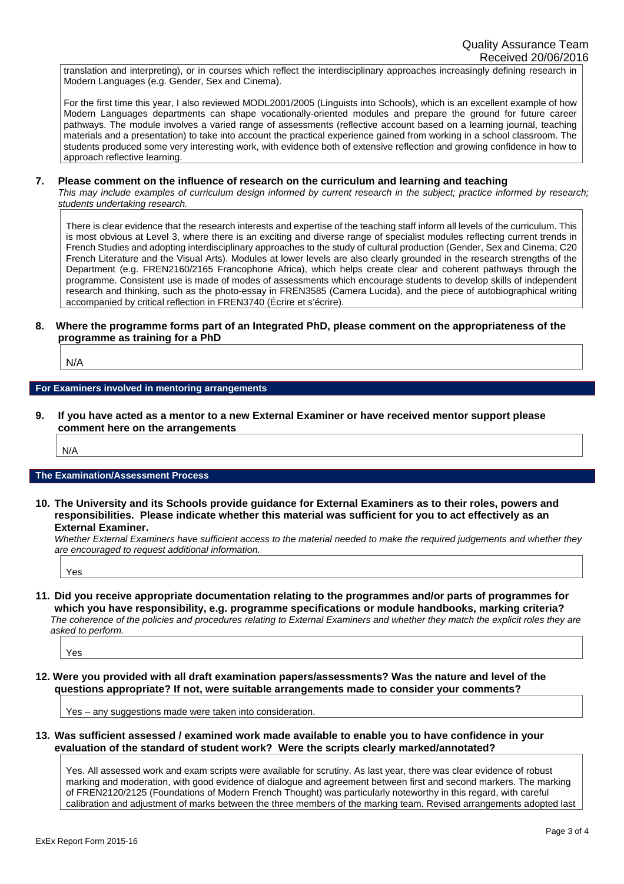translation and interpreting), or in courses which reflect the interdisciplinary approaches increasingly defining research in Modern Languages (e.g. Gender, Sex and Cinema).

For the first time this year, I also reviewed MODL2001/2005 (Linguists into Schools), which is an excellent example of how Modern Languages departments can shape vocationally-oriented modules and prepare the ground for future career pathways. The module involves a varied range of assessments (reflective account based on a learning journal, teaching materials and a presentation) to take into account the practical experience gained from working in a school classroom. The students produced some very interesting work, with evidence both of extensive reflection and growing confidence in how to approach reflective learning.

**7. Please comment on the influence of research on the curriculum and learning and teaching**

*This may include examples of curriculum design informed by current research in the subject; practice informed by research; students undertaking research.*

There is clear evidence that the research interests and expertise of the teaching staff inform all levels of the curriculum. This is most obvious at Level 3, where there is an exciting and diverse range of specialist modules reflecting current trends in French Studies and adopting interdisciplinary approaches to the study of cultural production (Gender, Sex and Cinema; C20 French Literature and the Visual Arts). Modules at lower levels are also clearly grounded in the research strengths of the Department (e.g. FREN2160/2165 Francophone Africa), which helps create clear and coherent pathways through the programme. Consistent use is made of modes of assessments which encourage students to develop skills of independent research and thinking, such as the photo-essay in FREN3585 (Camera Lucida), and the piece of autobiographical writing accompanied by critical reflection in FREN3740 (Écrire et s'écrire).

**8. Where the programme forms part of an Integrated PhD, please comment on the appropriateness of the programme as training for a PhD**

N/A

## For Examiners involved in mentoring arrangements

**9. If you have acted as a mentor to a new External Examiner or have received mentor support please comment here on the arrangements**

N/A

## The Examination/Assessment Process

**10. The University and its Schools provide guidance for External Examiners as to their roles, powers and responsibilities. Please indicate whether this material was sufficient for you to act effectively as an External Examiner.**

*Whether External Examiners have sufficient access to the material needed to make the required judgements and whether they are encouraged to request additional information.*

Yes

**11. Did you receive appropriate documentation relating to the programmes and/or parts of programmes for which you have responsibility, e.g. programme specifications or module handbooks, marking criteria?**

*The coherence of the policies and procedures relating to External Examiners and whether they match the explicit roles they are asked to perform.*

Yes

**12. Were you provided with all draft examination papers/assessments? Was the nature and level of the questions appropriate? If not, were suitable arrangements made to consider your comments?**

Yes – any suggestions made were taken into consideration.

**13. Was sufficient assessed / examined work made available to enable you to have confidence in your evaluation of the standard of student work? Were the scripts clearly marked/annotated?**

Yes. All assessed work and exam scripts were available for scrutiny. As last year, there was clear evidence of robust marking and moderation, with good evidence of dialogue and agreement between first and second markers. The marking of FREN2120/2125 (Foundations of Modern French Thought) was particularly noteworthy in this regard, with careful calibration and adjustment of marks between the three members of the marking team. Revised arrangements adopted last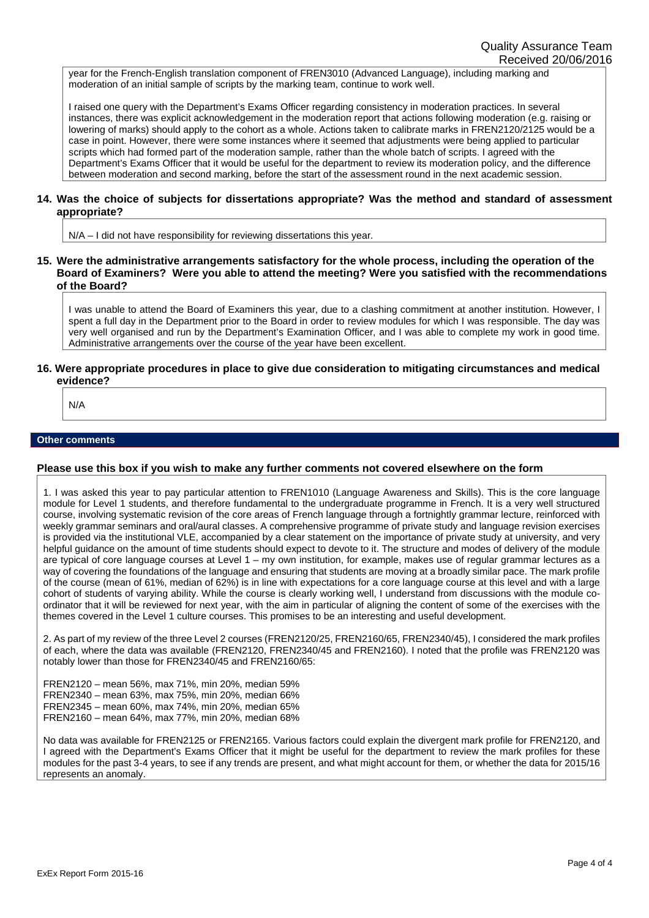year for the French-English translation component of FREN3010 (Advanced Language), including marking and moderation of an initial sample of scripts by the marking team, continue to work well.

I raised one query with the Department's Exams Officer regarding consistency in moderation practices. In several instances, there was explicit acknowledgement in the moderation report that actions following moderation (e.g. raising or lowering of marks) should apply to the cohort as a whole. Actions taken to calibrate marks in FREN2120/2125 would be a case in point. However, there were some instances where it seemed that adjustments were being applied to particular scripts which had formed part of the moderation sample, rather than the whole batch of scripts. I agreed with the Department's Exams Officer that it would be useful for the department to review its moderation policy, and the difference between moderation and second marking, before the start of the assessment round in the next academic session.

**14. Was the choice of subjects for dissertations appropriate? Was the method and standard of assessment appropriate?**

N/A – I did not have responsibility for reviewing dissertations this year.

**15. Were the administrative arrangements satisfactory for the whole process, including the operation of the Board of Examiners? Were you able to attend the meeting? Were you satisfied with the recommendations of the Board?**

I was unable to attend the Board of Examiners this year, due to a clashing commitment at another institution. However, I spent a full day in the Department prior to the Board in order to review modules for which I was responsible. The day was very well organised and run by the Department's Examination Officer, and I was able to complete my work in good time. Administrative arrangements over the course of the year have been excellent.

**16. Were appropriate procedures in place to give due consideration to mitigating circumstances and medical evidence?**

N/A

## Other comments

**Please use this box if you wish to make any further comments not covered elsewhere on the form**

1. I was asked this year to pay particular attention to FREN1010 (Language Awareness and Skills). This is the core language module for Level 1 students, and therefore fundamental to the undergraduate programme in French. It is a very well structured course, involving systematic revision of the core areas of French language through a fortnightly grammar lecture, reinforced with weekly grammar seminars and oral/aural classes. A comprehensive programme of private study and language revision exercises is provided via the institutional VLE, accompanied by a clear statement on the importance of private study at university, and very helpful guidance on the amount of time students should expect to devote to it. The structure and modes of delivery of the module are typical of core language courses at Level 1 – my own institution, for example, makes use of regular grammar lectures as a way of covering the foundations of the language and ensuring that students are moving at a broadly similar pace. The mark profile of the course (mean of 61%, median of 62%) is in line with expectations for a core language course at this level and with a large cohort of students of varying ability. While the course is clearly working well, I understand from discussions with the module co-ordinator that it will be reviewed for next year, with the aim in particular of aligning the content of some of the exercises with the themes covered in the Level 1 culture courses. This promises to be an interesting and useful development.

2. As part of my review of the three Level 2 courses (FREN2120/25, FREN2160/65, FREN2340/45), I considered the mark profiles of each, where the data was available (FREN2120, FREN2340/45 and FREN2160). I noted that the profile was FREN2120 was notably lower than those for FREN2340/45 and FREN2160/65:

FREN2120 – mean 56%, max 71%, min 20%, median 59%
FREN2340 – mean 63%, max 75%, min 20%, median 66%
FREN2345 – mean 60%, max 74%, min 20%, median 65%
FREN2160 – mean 64%, max 77%, min 20%, median 68%

No data was available for FREN2125 or FREN2165. Various factors could explain the divergent mark profile for FREN2120, and I agreed with the Department's Exams Officer that it might be useful for the department to review the mark profiles for these modules for the past 3-4 years, to see if any trends are present, and what might account for them, or whether the data for 2015/16 represents an anomaly.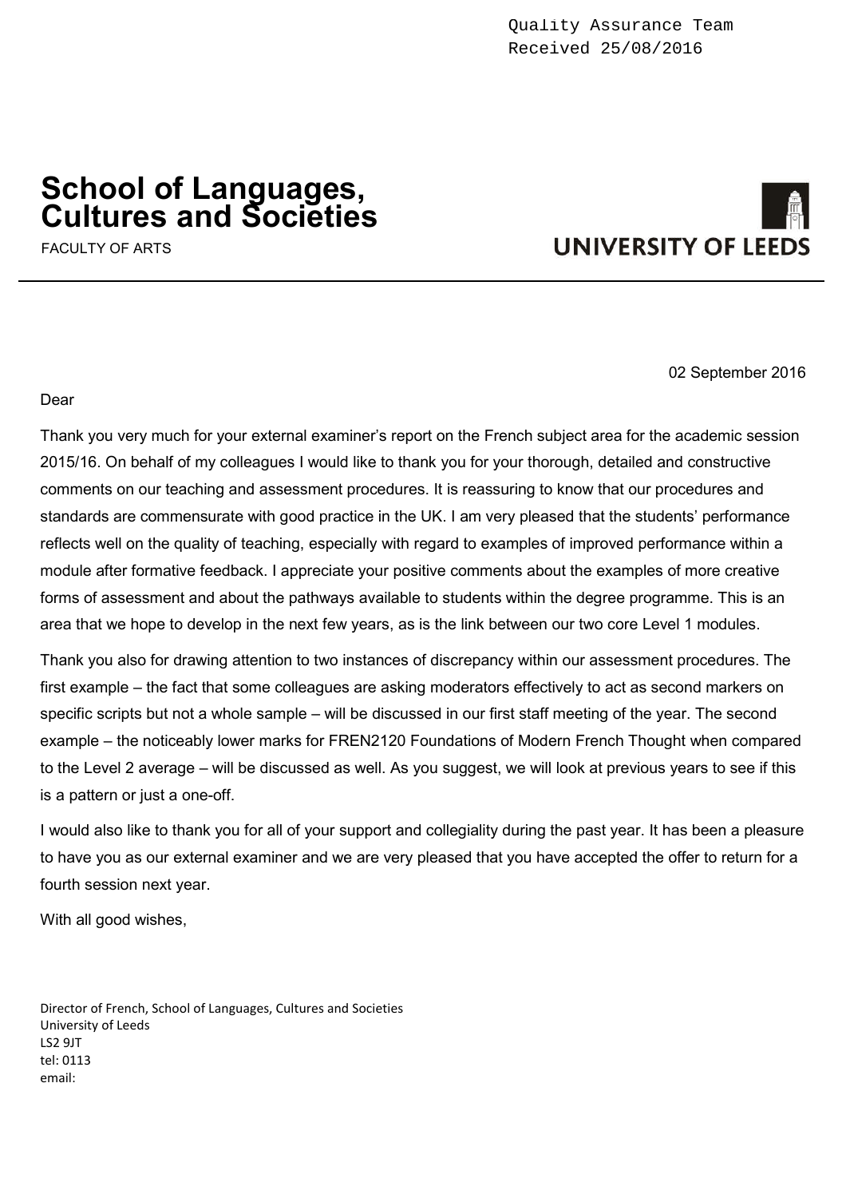Quality Assurance Team
Received 25/08/2016

# School of Languages, Cultures and Societies

FACULTY OF ARTS

UNIVERSITY OF LEEDS

02 September 2016

Dear

Thank you very much for your external examiner's report on the French subject area for the academic session 2015/16. On behalf of my colleagues I would like to thank you for your thorough, detailed and constructive comments on our teaching and assessment procedures. It is reassuring to know that our procedures and standards are commensurate with good practice in the UK. I am very pleased that the students' performance reflects well on the quality of teaching, especially with regard to examples of improved performance within a module after formative feedback. I appreciate your positive comments about the examples of more creative forms of assessment and about the pathways available to students within the degree programme. This is an area that we hope to develop in the next few years, as is the link between our two core Level 1 modules.

Thank you also for drawing attention to two instances of discrepancy within our assessment procedures. The first example – the fact that some colleagues are asking moderators effectively to act as second markers on specific scripts but not a whole sample – will be discussed in our first staff meeting of the year. The second example – the noticeably lower marks for FREN2120 Foundations of Modern French Thought when compared to the Level 2 average – will be discussed as well. As you suggest, we will look at previous years to see if this is a pattern or just a one-off.

I would also like to thank you for all of your support and collegiality during the past year. It has been a pleasure to have you as our external examiner and we are very pleased that you have accepted the offer to return for a fourth session next year.

With all good wishes,

Director of French, School of Languages, Cultures and Societies
University of Leeds
LS2 9JT
tel: 0113
email: